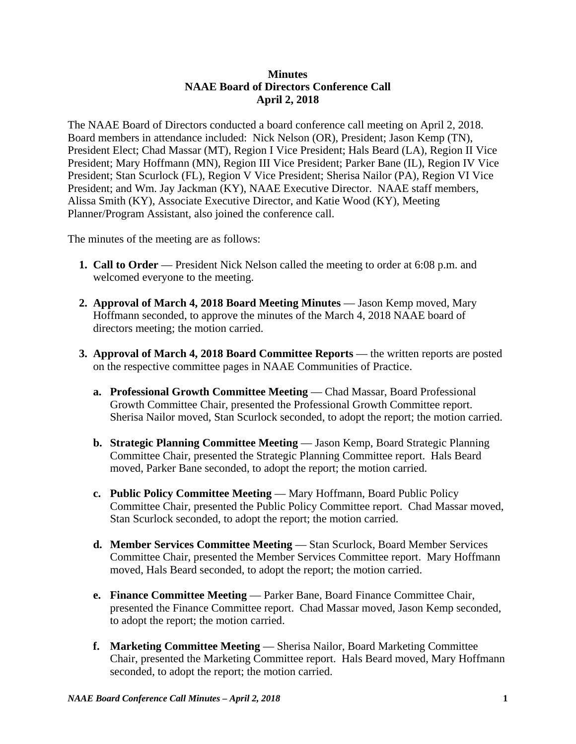**Minutes**
**NAAE Board of Directors Conference Call**
**April 2, 2018**

The NAAE Board of Directors conducted a board conference call meeting on April 2, 2018. Board members in attendance included: Nick Nelson (OR), President; Jason Kemp (TN), President Elect; Chad Massar (MT), Region I Vice President; Hals Beard (LA), Region II Vice President; Mary Hoffmann (MN), Region III Vice President; Parker Bane (IL), Region IV Vice President; Stan Scurlock (FL), Region V Vice President; Sherisa Nailor (PA), Region VI Vice President; and Wm. Jay Jackman (KY), NAAE Executive Director. NAAE staff members, Alissa Smith (KY), Associate Executive Director, and Katie Wood (KY), Meeting Planner/Program Assistant, also joined the conference call.

The minutes of the meeting are as follows:

1. **Call to Order** — President Nick Nelson called the meeting to order at 6:08 p.m. and welcomed everyone to the meeting.

2. **Approval of March 4, 2018 Board Meeting Minutes** — Jason Kemp moved, Mary Hoffmann seconded, to approve the minutes of the March 4, 2018 NAAE board of directors meeting; the motion carried.

3. **Approval of March 4, 2018 Board Committee Reports** — the written reports are posted on the respective committee pages in NAAE Communities of Practice.

   a. **Professional Growth Committee Meeting** — Chad Massar, Board Professional Growth Committee Chair, presented the Professional Growth Committee report. Sherisa Nailor moved, Stan Scurlock seconded, to adopt the report; the motion carried.

   b. **Strategic Planning Committee Meeting** — Jason Kemp, Board Strategic Planning Committee Chair, presented the Strategic Planning Committee report. Hals Beard moved, Parker Bane seconded, to adopt the report; the motion carried.

   c. **Public Policy Committee Meeting** — Mary Hoffmann, Board Public Policy Committee Chair, presented the Public Policy Committee report. Chad Massar moved, Stan Scurlock seconded, to adopt the report; the motion carried.

   d. **Member Services Committee Meeting** — Stan Scurlock, Board Member Services Committee Chair, presented the Member Services Committee report. Mary Hoffmann moved, Hals Beard seconded, to adopt the report; the motion carried.

   e. **Finance Committee Meeting** — Parker Bane, Board Finance Committee Chair, presented the Finance Committee report. Chad Massar moved, Jason Kemp seconded, to adopt the report; the motion carried.

   f. **Marketing Committee Meeting** — Sherisa Nailor, Board Marketing Committee Chair, presented the Marketing Committee report. Hals Beard moved, Mary Hoffmann seconded, to adopt the report; the motion carried.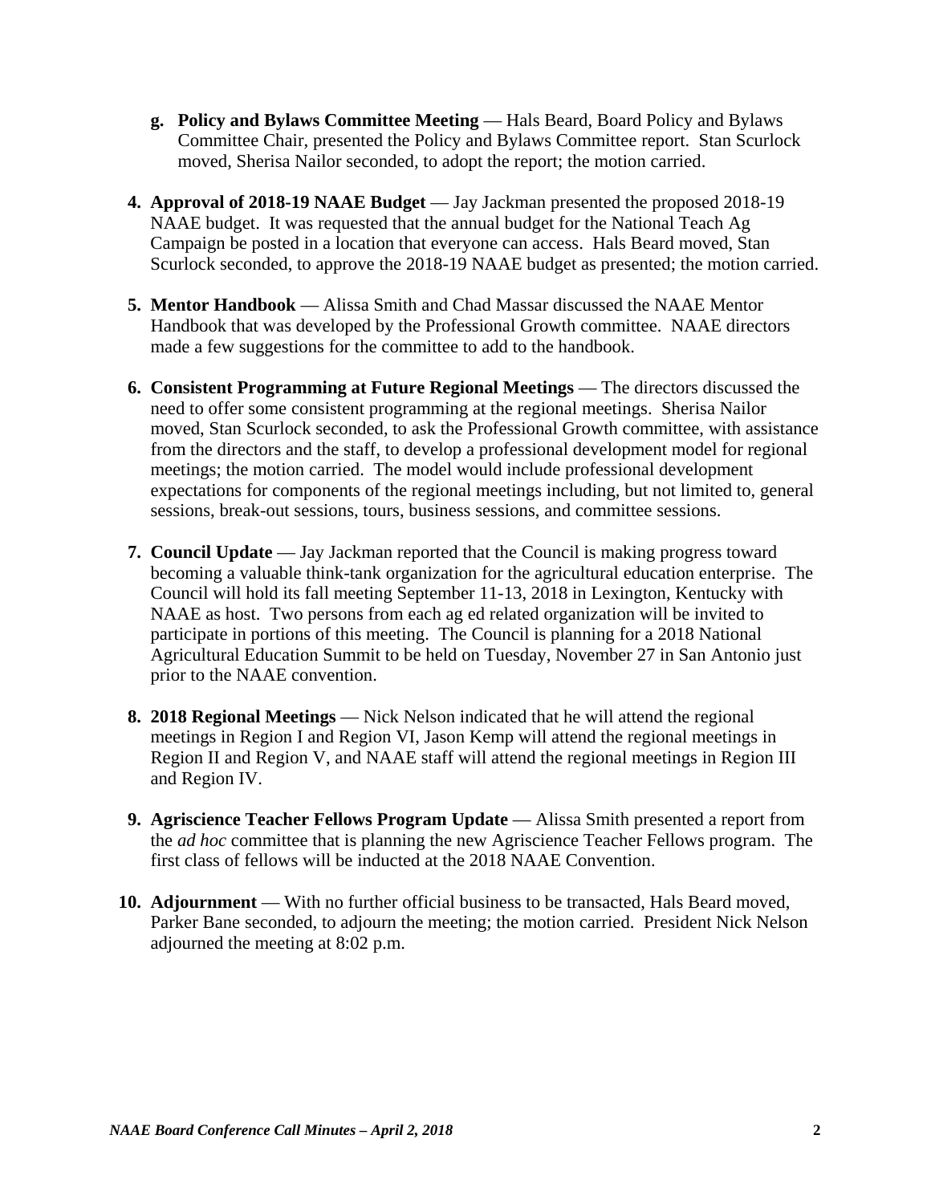g. **Policy and Bylaws Committee Meeting** — Hals Beard, Board Policy and Bylaws Committee Chair, presented the Policy and Bylaws Committee report. Stan Scurlock moved, Sherisa Nailor seconded, to adopt the report; the motion carried.

4. **Approval of 2018-19 NAAE Budget** — Jay Jackman presented the proposed 2018-19 NAAE budget. It was requested that the annual budget for the National Teach Ag Campaign be posted in a location that everyone can access. Hals Beard moved, Stan Scurlock seconded, to approve the 2018-19 NAAE budget as presented; the motion carried.

5. **Mentor Handbook** — Alissa Smith and Chad Massar discussed the NAAE Mentor Handbook that was developed by the Professional Growth committee. NAAE directors made a few suggestions for the committee to add to the handbook.

6. **Consistent Programming at Future Regional Meetings** — The directors discussed the need to offer some consistent programming at the regional meetings. Sherisa Nailor moved, Stan Scurlock seconded, to ask the Professional Growth committee, with assistance from the directors and the staff, to develop a professional development model for regional meetings; the motion carried. The model would include professional development expectations for components of the regional meetings including, but not limited to, general sessions, break-out sessions, tours, business sessions, and committee sessions.

7. **Council Update** — Jay Jackman reported that the Council is making progress toward becoming a valuable think-tank organization for the agricultural education enterprise. The Council will hold its fall meeting September 11-13, 2018 in Lexington, Kentucky with NAAE as host. Two persons from each ag ed related organization will be invited to participate in portions of this meeting. The Council is planning for a 2018 National Agricultural Education Summit to be held on Tuesday, November 27 in San Antonio just prior to the NAAE convention.

8. **2018 Regional Meetings** — Nick Nelson indicated that he will attend the regional meetings in Region I and Region VI, Jason Kemp will attend the regional meetings in Region II and Region V, and NAAE staff will attend the regional meetings in Region III and Region IV.

9. **Agriscience Teacher Fellows Program Update** — Alissa Smith presented a report from the *ad hoc* committee that is planning the new Agriscience Teacher Fellows program. The first class of fellows will be inducted at the 2018 NAAE Convention.

10. **Adjournment** — With no further official business to be transacted, Hals Beard moved, Parker Bane seconded, to adjourn the meeting; the motion carried. President Nick Nelson adjourned the meeting at 8:02 p.m.